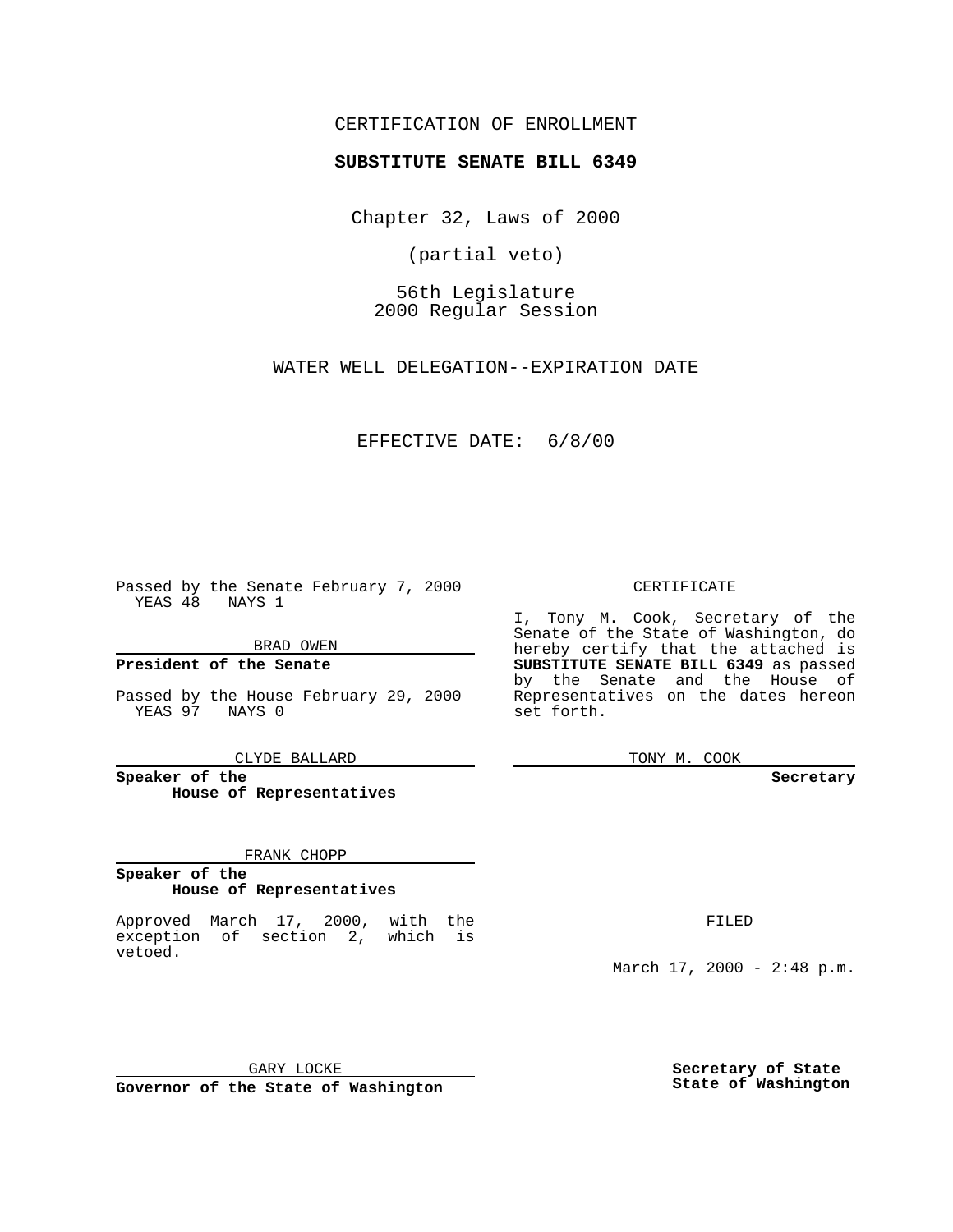CERTIFICATION OF ENROLLMENT

**SUBSTITUTE SENATE BILL 6349**

Chapter 32, Laws of 2000

(partial veto)

56th Legislature
2000 Regular Session

WATER WELL DELEGATION--EXPIRATION DATE

EFFECTIVE DATE: 6/8/00

Passed by the Senate February 7, 2000
YEAS 48 NAYS 1

BRAD OWEN

**President of the Senate**

Passed by the House February 29, 2000
YEAS 97 NAYS 0

CLYDE BALLARD

**Speaker of the House of Representatives**

FRANK CHOPP

**Speaker of the House of Representatives**

Approved March 17, 2000, with the exception of section 2, which is vetoed.

GARY LOCKE

**Governor of the State of Washington**

CERTIFICATE

I, Tony M. Cook, Secretary of the Senate of the State of Washington, do hereby certify that the attached is **SUBSTITUTE SENATE BILL 6349** as passed by the Senate and the House of Representatives on the dates hereon set forth.

TONY M. COOK

**Secretary**

FILED

March 17, 2000 - 2:48 p.m.

**Secretary of State**
**State of Washington**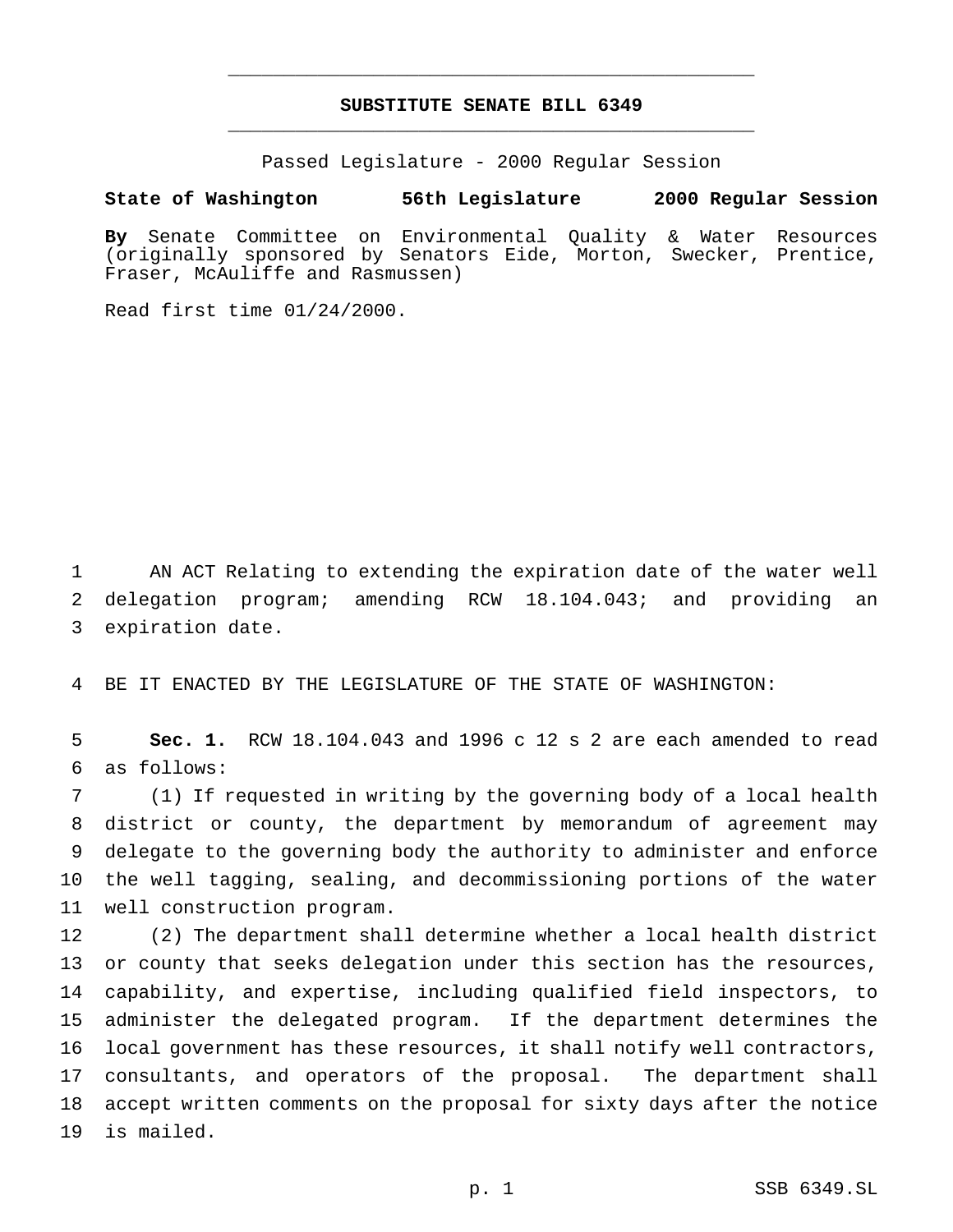# SUBSTITUTE SENATE BILL 6349

Passed Legislature - 2000 Regular Session

**State of Washington 56th Legislature 2000 Regular Session**

**By** Senate Committee on Environmental Quality & Water Resources (originally sponsored by Senators Eide, Morton, Swecker, Prentice, Fraser, McAuliffe and Rasmussen)

Read first time 01/24/2000.

1 AN ACT Relating to extending the expiration date of the water well
2 delegation program; amending RCW 18.104.043; and providing an
3 expiration date.

4 BE IT ENACTED BY THE LEGISLATURE OF THE STATE OF WASHINGTON:

5 **Sec. 1.** RCW 18.104.043 and 1996 c 12 s 2 are each amended to read
6 as follows:

7 (1) If requested in writing by the governing body of a local health
8 district or county, the department by memorandum of agreement may
9 delegate to the governing body the authority to administer and enforce
10 the well tagging, sealing, and decommissioning portions of the water
11 well construction program.

12 (2) The department shall determine whether a local health district
13 or county that seeks delegation under this section has the resources,
14 capability, and expertise, including qualified field inspectors, to
15 administer the delegated program. If the department determines the
16 local government has these resources, it shall notify well contractors,
17 consultants, and operators of the proposal. The department shall
18 accept written comments on the proposal for sixty days after the notice
19 is mailed.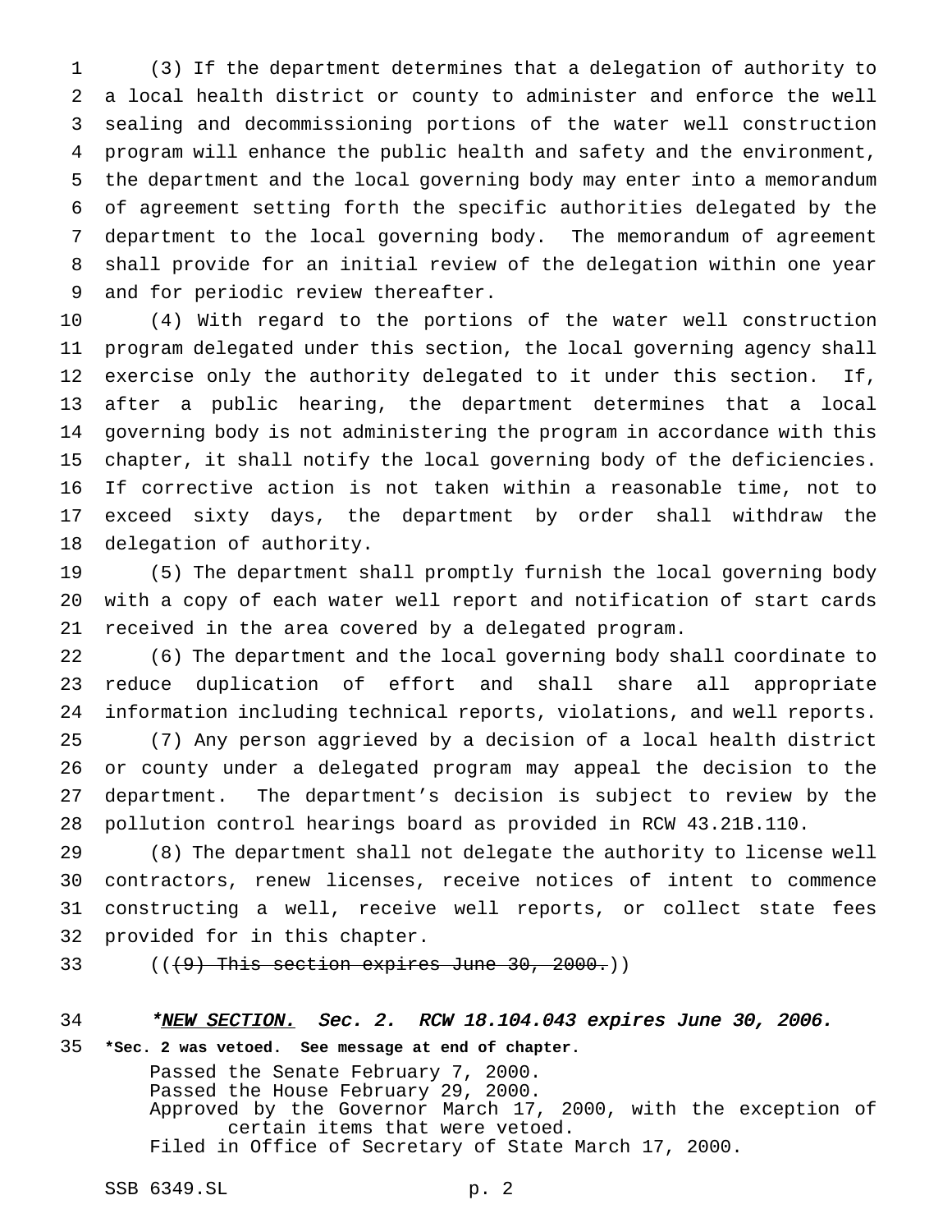(3) If the department determines that a delegation of authority to a local health district or county to administer and enforce the well sealing and decommissioning portions of the water well construction program will enhance the public health and safety and the environment, the department and the local governing body may enter into a memorandum of agreement setting forth the specific authorities delegated by the department to the local governing body. The memorandum of agreement shall provide for an initial review of the delegation within one year and for periodic review thereafter.

(4) With regard to the portions of the water well construction program delegated under this section, the local governing agency shall exercise only the authority delegated to it under this section. If, after a public hearing, the department determines that a local governing body is not administering the program in accordance with this chapter, it shall notify the local governing body of the deficiencies. If corrective action is not taken within a reasonable time, not to exceed sixty days, the department by order shall withdraw the delegation of authority.

(5) The department shall promptly furnish the local governing body with a copy of each water well report and notification of start cards received in the area covered by a delegated program.

(6) The department and the local governing body shall coordinate to reduce duplication of effort and shall share all appropriate information including technical reports, violations, and well reports.

(7) Any person aggrieved by a decision of a local health district or county under a delegated program may appeal the decision to the department. The department's decision is subject to review by the pollution control hearings board as provided in RCW 43.21B.110.

(8) The department shall not delegate the authority to license well contractors, renew licenses, receive notices of intent to commence constructing a well, receive well reports, or collect state fees provided for in this chapter.

(( ~~(9) This section expires June 30, 2000.~~ ))

*\*NEW SECTION. Sec. 2. RCW 18.104.043 expires June 30, 2006.*

**\*Sec. 2 was vetoed. See message at end of chapter.**

Passed the Senate February 7, 2000.
Passed the House February 29, 2000.
Approved by the Governor March 17, 2000, with the exception of certain items that were vetoed.
Filed in Office of Secretary of State March 17, 2000.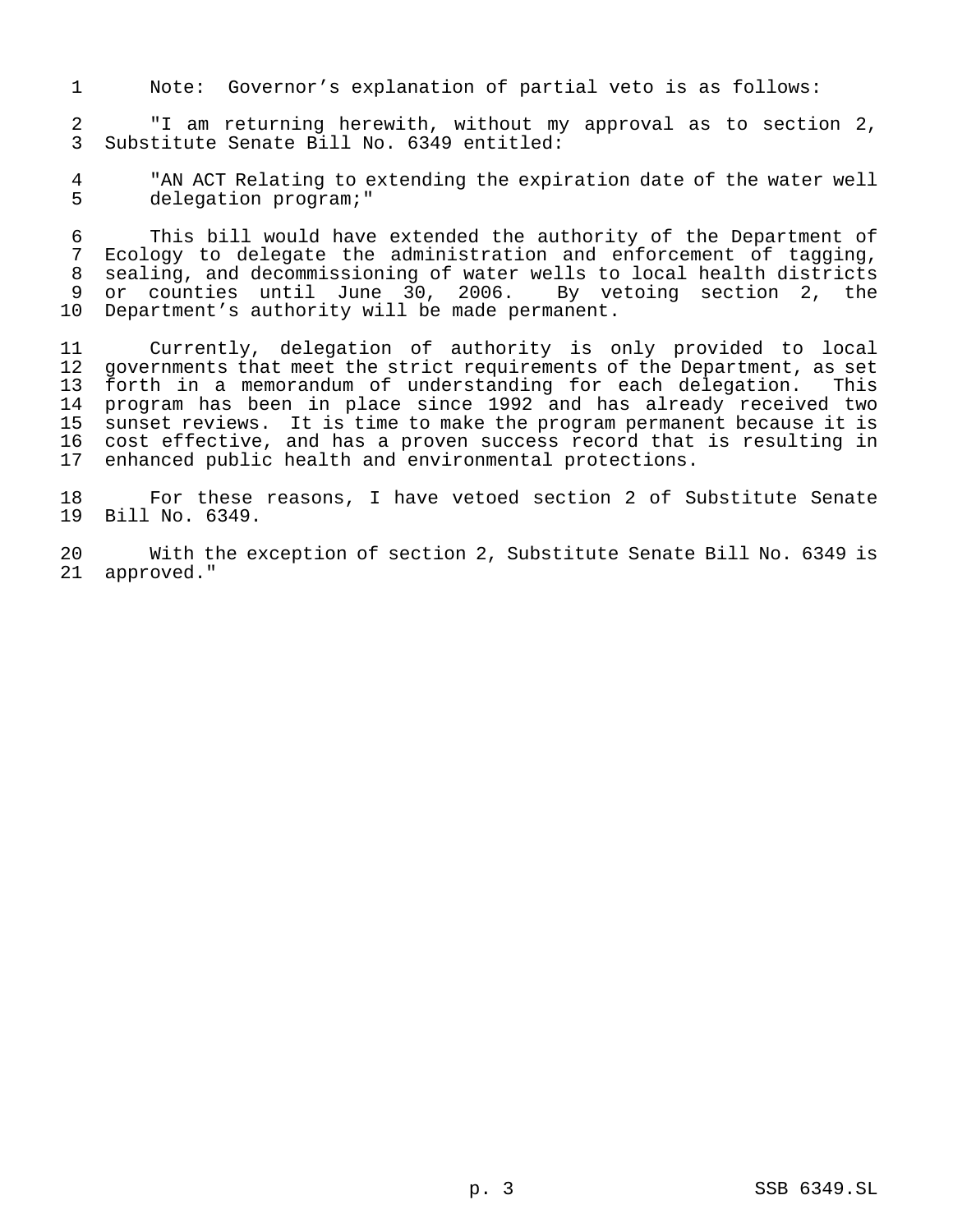Note: Governor's explanation of partial veto is as follows:

"I am returning herewith, without my approval as to section 2, Substitute Senate Bill No. 6349 entitled:

"AN ACT Relating to extending the expiration date of the water well delegation program;"

This bill would have extended the authority of the Department of Ecology to delegate the administration and enforcement of tagging, sealing, and decommissioning of water wells to local health districts or counties until June 30, 2006. By vetoing section 2, the Department's authority will be made permanent.

Currently, delegation of authority is only provided to local governments that meet the strict requirements of the Department, as set forth in a memorandum of understanding for each delegation. This program has been in place since 1992 and has already received two sunset reviews. It is time to make the program permanent because it is cost effective, and has a proven success record that is resulting in enhanced public health and environmental protections.

For these reasons, I have vetoed section 2 of Substitute Senate Bill No. 6349.

With the exception of section 2, Substitute Senate Bill No. 6349 is approved."